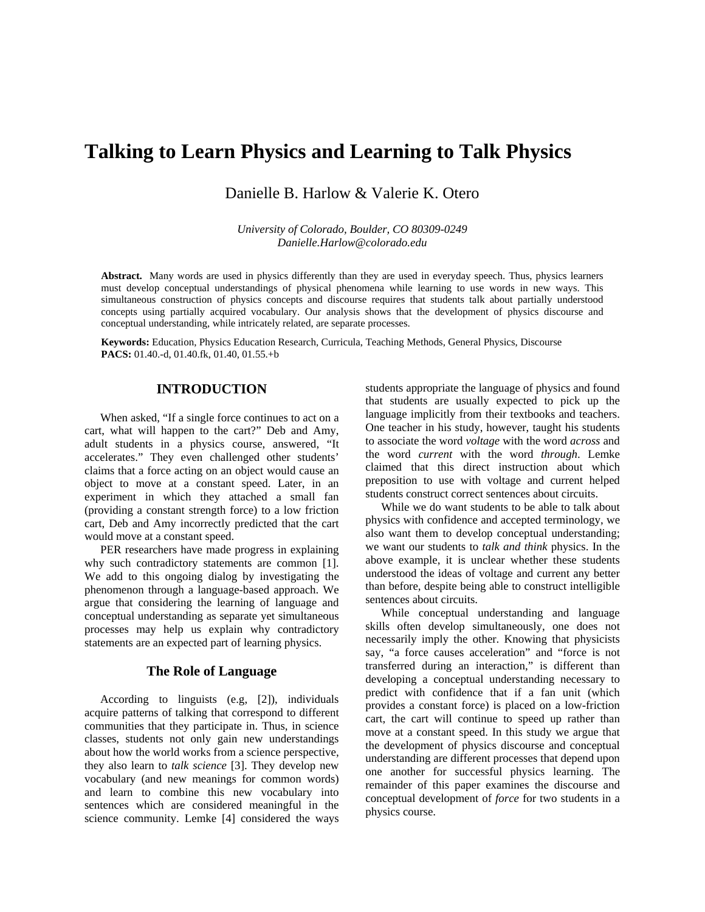# Talking to Learn Physics and Learning to Talk Physics

Danielle B. Harlow & Valerie K. Otero

*University of Colorado, Boulder, CO 80309-0249*
*Danielle.Harlow@colorado.edu*

**Abstract.** Many words are used in physics differently than they are used in everyday speech. Thus, physics learners must develop conceptual understandings of physical phenomena while learning to use words in new ways. This simultaneous construction of physics concepts and discourse requires that students talk about partially understood concepts using partially acquired vocabulary. Our analysis shows that the development of physics discourse and conceptual understanding, while intricately related, are separate processes.

**Keywords:** Education, Physics Education Research, Curricula, Teaching Methods, General Physics, Discourse
**PACS:** 01.40.-d, 01.40.fk, 01.40, 01.55.+b

## INTRODUCTION

When asked, "If a single force continues to act on a cart, what will happen to the cart?" Deb and Amy, adult students in a physics course, answered, "It accelerates." They even challenged other students' claims that a force acting on an object would cause an object to move at a constant speed. Later, in an experiment in which they attached a small fan (providing a constant strength force) to a low friction cart, Deb and Amy incorrectly predicted that the cart would move at a constant speed.

PER researchers have made progress in explaining why such contradictory statements are common [1]. We add to this ongoing dialog by investigating the phenomenon through a language-based approach. We argue that considering the learning of language and conceptual understanding as separate yet simultaneous processes may help us explain why contradictory statements are an expected part of learning physics.

### The Role of Language

According to linguists (e.g, [2]), individuals acquire patterns of talking that correspond to different communities that they participate in. Thus, in science classes, students not only gain new understandings about how the world works from a science perspective, they also learn to *talk science* [3]. They develop new vocabulary (and new meanings for common words) and learn to combine this new vocabulary into sentences which are considered meaningful in the science community. Lemke [4] considered the ways students appropriate the language of physics and found that students are usually expected to pick up the language implicitly from their textbooks and teachers. One teacher in his study, however, taught his students to associate the word *voltage* with the word *across* and the word *current* with the word *through*. Lemke claimed that this direct instruction about which preposition to use with voltage and current helped students construct correct sentences about circuits.

While we do want students to be able to talk about physics with confidence and accepted terminology, we also want them to develop conceptual understanding; we want our students to *talk and think* physics. In the above example, it is unclear whether these students understood the ideas of voltage and current any better than before, despite being able to construct intelligible sentences about circuits.

While conceptual understanding and language skills often develop simultaneously, one does not necessarily imply the other. Knowing that physicists say, "a force causes acceleration" and "force is not transferred during an interaction," is different than developing a conceptual understanding necessary to predict with confidence that if a fan unit (which provides a constant force) is placed on a low-friction cart, the cart will continue to speed up rather than move at a constant speed. In this study we argue that the development of physics discourse and conceptual understanding are different processes that depend upon one another for successful physics learning. The remainder of this paper examines the discourse and conceptual development of *force* for two students in a physics course.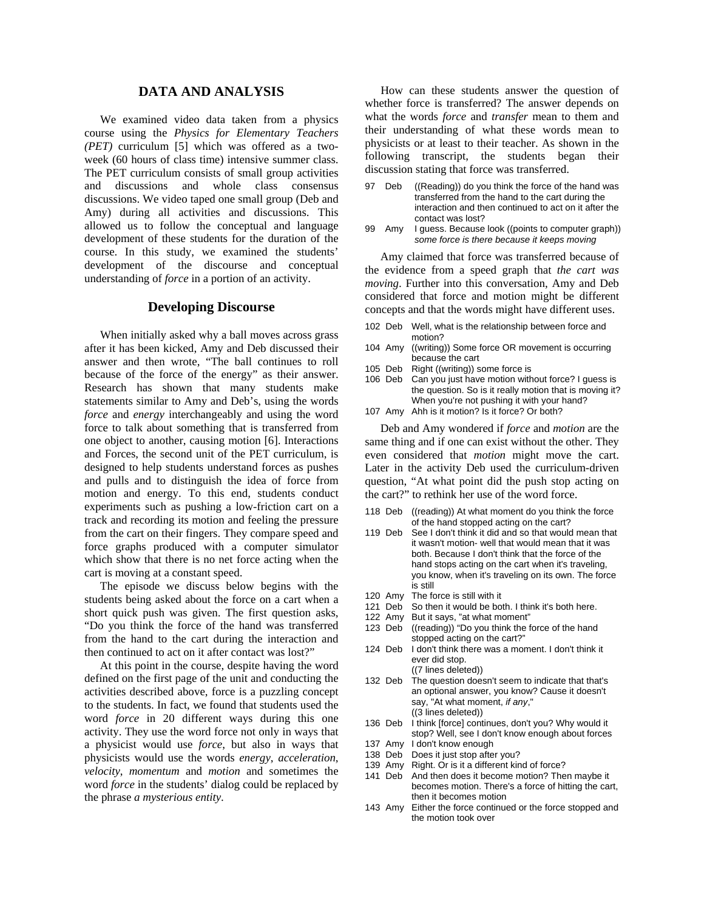## DATA AND ANALYSIS

We examined video data taken from a physics course using the *Physics for Elementary Teachers (PET)* curriculum [5] which was offered as a two-week (60 hours of class time) intensive summer class. The PET curriculum consists of small group activities and discussions and whole class consensus discussions. We video taped one small group (Deb and Amy) during all activities and discussions. This allowed us to follow the conceptual and language development of these students for the duration of the course. In this study, we examined the students' development of the discourse and conceptual understanding of *force* in a portion of an activity.

### Developing Discourse

When initially asked why a ball moves across grass after it has been kicked, Amy and Deb discussed their answer and then wrote, "The ball continues to roll because of the force of the energy" as their answer. Research has shown that many students make statements similar to Amy and Deb's, using the words *force* and *energy* interchangeably and using the word force to talk about something that is transferred from one object to another, causing motion [6]. Interactions and Forces, the second unit of the PET curriculum, is designed to help students understand forces as pushes and pulls and to distinguish the idea of force from motion and energy. To this end, students conduct experiments such as pushing a low-friction cart on a track and recording its motion and feeling the pressure from the cart on their fingers. They compare speed and force graphs produced with a computer simulator which show that there is no net force acting when the cart is moving at a constant speed.

The episode we discuss below begins with the students being asked about the force on a cart when a short quick push was given. The first question asks, "Do you think the force of the hand was transferred from the hand to the cart during the interaction and then continued to act on it after contact was lost?"

At this point in the course, despite having the word defined on the first page of the unit and conducting the activities described above, force is a puzzling concept to the students. In fact, we found that students used the word *force* in 20 different ways during this one activity. They use the word force not only in ways that a physicist would use *force*, but also in ways that physicists would use the words *energy*, *acceleration*, *velocity*, *momentum* and *motion* and sometimes the word *force* in the students' dialog could be replaced by the phrase *a mysterious entity*.

How can these students answer the question of whether force is transferred? The answer depends on what the words *force* and *transfer* mean to them and their understanding of what these words mean to physicists or at least to their teacher. As shown in the following transcript, the students began their discussion stating that force was transferred.

97 Deb ((Reading)) do you think the force of the hand was transferred from the hand to the cart during the interaction and then continued to act on it after the contact was lost?
99 Amy I guess. Because look ((points to computer graph)) *some force is there because it keeps moving*

Amy claimed that force was transferred because of the evidence from a speed graph that *the cart was moving*. Further into this conversation, Amy and Deb considered that force and motion might be different concepts and that the words might have different uses.

102 Deb Well, what is the relationship between force and motion?
104 Amy ((writing)) Some force OR movement is occurring because the cart
105 Deb Right ((writing)) some force is
106 Deb Can you just have motion without force? I guess is the question. So is it really motion that is moving it? When you're not pushing it with your hand?
107 Amy Ahh is it motion? Is it force? Or both?

Deb and Amy wondered if *force* and *motion* are the same thing and if one can exist without the other. They even considered that *motion* might move the cart. Later in the activity Deb used the curriculum-driven question, "At what point did the push stop acting on the cart?" to rethink her use of the word force.

118 Deb ((reading)) At what moment do you think the force of the hand stopped acting on the cart?
119 Deb See I don't think it did and so that would mean that it wasn't motion- well that would mean that it was both. Because I don't think that the force of the hand stops acting on the cart when it's traveling, you know, when it's traveling on its own. The force is still
120 Amy The force is still with it
121 Deb So then it would be both. I think it's both here.
122 Amy But it says, "at what moment"
123 Deb ((reading)) "Do you think the force of the hand stopped acting on the cart?"
124 Deb I don't think there was a moment. I don't think it ever did stop.
((7 lines deleted))
132 Deb The question doesn't seem to indicate that that's an optional answer, you know? Cause it doesn't say, "At what moment, *if any*,"
((3 lines deleted))
136 Deb I think [force] continues, don't you? Why would it stop? Well, see I don't know enough about forces
137 Amy I don't know enough
138 Deb Does it just stop after you?
139 Amy Right. Or is it a different kind of force?
141 Deb And then does it become motion? Then maybe it becomes motion. There's a force of hitting the cart, then it becomes motion
143 Amy Either the force continued or the force stopped and the motion took over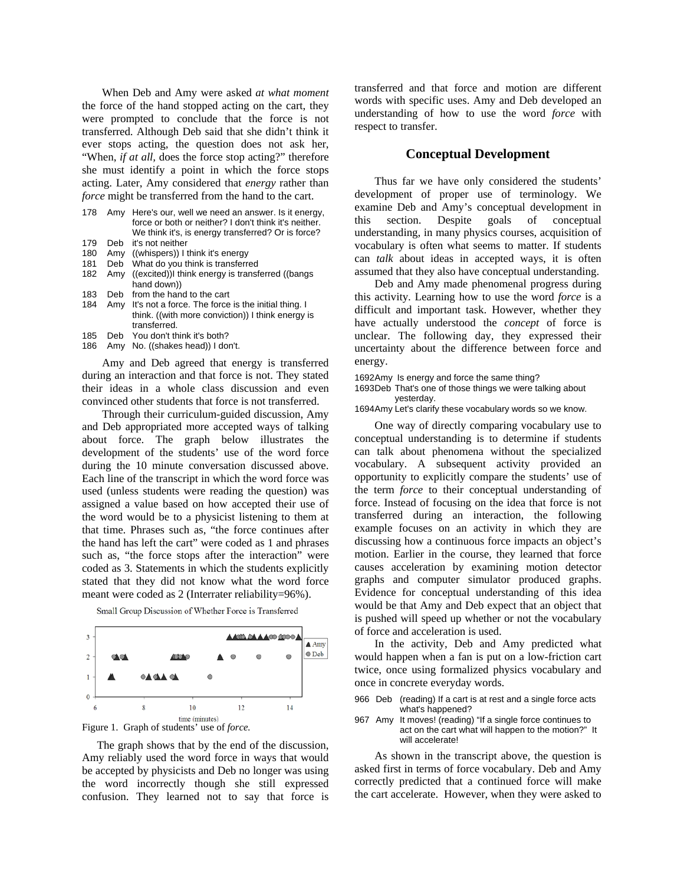When Deb and Amy were asked *at what moment* the force of the hand stopped acting on the cart, they were prompted to conclude that the force is not transferred. Although Deb said that she didn't think it ever stops acting, the question does not ask her, "When, *if at all,* does the force stop acting?" therefore she must identify a point in which the force stops acting. Later, Amy considered that *energy* rather than *force* might be transferred from the hand to the cart.

| | | |
|---|---|---|
| 178 | Amy | Here's our, well we need an answer. Is it energy, force or both or neither? I don't think it's neither. We think it's, is energy transferred? Or is force? |
| 179 | Deb | it's not neither |
| 180 | Amy | ((whispers)) I think it's energy |
| 181 | Deb | What do you think is transferred |
| 182 | Amy | ((excited))I think energy is transferred ((bangs hand down)) |
| 183 | Deb | from the hand to the cart |
| 184 | Amy | It's not a force. The force is the initial thing. I think. ((with more conviction)) I think energy is transferred. |
| 185 | Deb | You don't think it's both? |
| 186 | Amy | No. ((shakes head)) I don't. |

Amy and Deb agreed that energy is transferred during an interaction and that force is not. They stated their ideas in a whole class discussion and even convinced other students that force is not transferred.

Through their curriculum-guided discussion, Amy and Deb appropriated more accepted ways of talking about force. The graph below illustrates the development of the students' use of the word force during the 10 minute conversation discussed above. Each line of the transcript in which the word force was used (unless students were reading the question) was assigned a value based on how accepted their use of the word would be to a physicist listening to them at that time. Phrases such as, "the force continues after the hand has left the cart" were coded as 1 and phrases such as, "the force stops after the interaction" were coded as 3. Statements in which the students explicitly stated that they did not know what the word force meant were coded as 2 (Interrater reliability=96%).

Small Group Discussion of Whether Force is Transferred

Figure 1. Graph of students' use of *force.*

The graph shows that by the end of the discussion, Amy reliably used the word force in ways that would be accepted by physicists and Deb no longer was using the word incorrectly though she still expressed confusion. They learned not to say that force is transferred and that force and motion are different words with specific uses. Amy and Deb developed an understanding of how to use the word *force* with respect to transfer.

## Conceptual Development

Thus far we have only considered the students' development of proper use of terminology. We examine Deb and Amy's conceptual development in this section. Despite goals of conceptual understanding, in many physics courses, acquisition of vocabulary is often what seems to matter. If students can *talk* about ideas in accepted ways, it is often assumed that they also have conceptual understanding.

Deb and Amy made phenomenal progress during this activity. Learning how to use the word *force* is a difficult and important task. However, whether they have actually understood the *concept* of force is unclear. The following day, they expressed their uncertainty about the difference between force and energy.

| | | |
|---|---|---|
| 1692 | Amy | Is energy and force the same thing? |
| 1693 | Deb | That's one of those things we were talking about yesterday. |
| 1694 | Amy | Let's clarify these vocabulary words so we know. |

One way of directly comparing vocabulary use to conceptual understanding is to determine if students can talk about phenomena without the specialized vocabulary. A subsequent activity provided an opportunity to explicitly compare the students' use of the term *force* to their conceptual understanding of force. Instead of focusing on the idea that force is not transferred during an interaction, the following example focuses on an activity in which they are discussing how a continuous force impacts an object's motion. Earlier in the course, they learned that force causes acceleration by examining motion detector graphs and computer simulator produced graphs. Evidence for conceptual understanding of this idea would be that Amy and Deb expect that an object that is pushed will speed up whether or not the vocabulary of force and acceleration is used.

In the activity, Deb and Amy predicted what would happen when a fan is put on a low-friction cart twice, once using formalized physics vocabulary and once in concrete everyday words.

| | | |
|---|---|---|
| 966 | Deb | (reading) If a cart is at rest and a single force acts what's happened? |
| 967 | Amy | It moves! (reading) "If a single force continues to act on the cart what will happen to the motion?" It will accelerate! |

As shown in the transcript above, the question is asked first in terms of force vocabulary. Deb and Amy correctly predicted that a continued force will make the cart accelerate. However, when they were asked to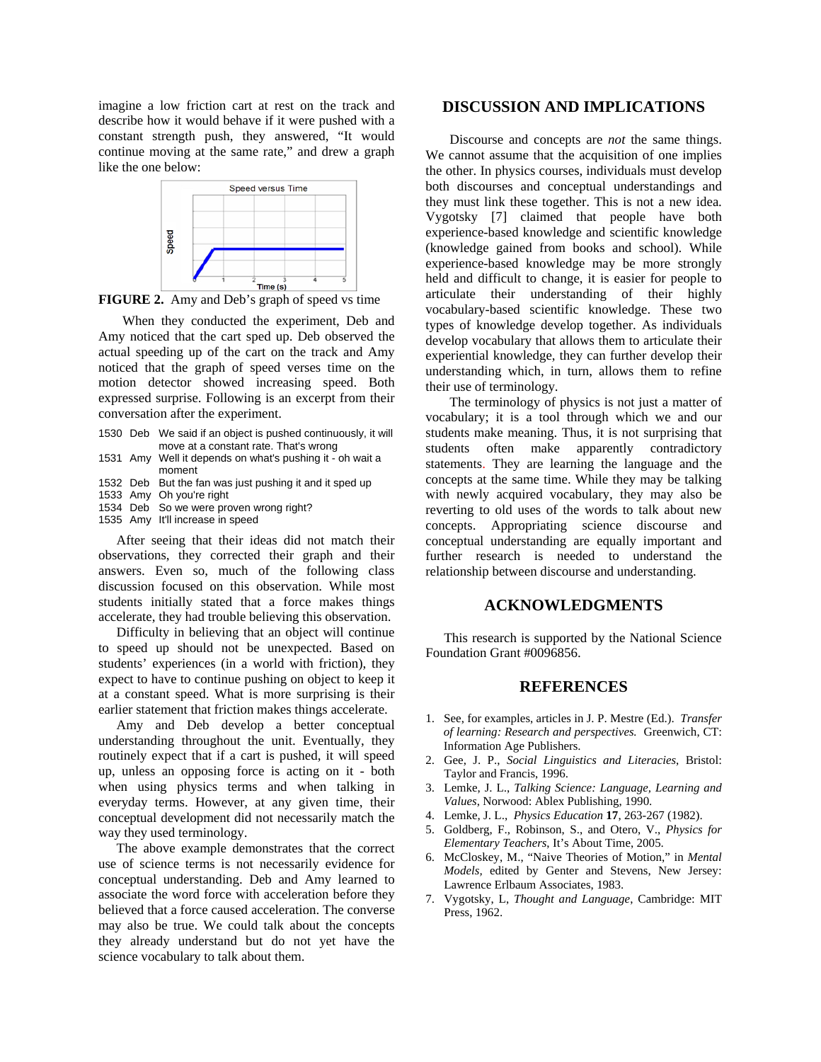imagine a low friction cart at rest on the track and describe how it would behave if it were pushed with a constant strength push, they answered, "It would continue moving at the same rate," and drew a graph like the one below:

Speed versus Time

Speed

Time (s)

0 1 2 3 4 5

**FIGURE 2.** Amy and Deb's graph of speed vs time

When they conducted the experiment, Deb and Amy noticed that the cart sped up. Deb observed the actual speeding up of the cart on the track and Amy noticed that the graph of speed verses time on the motion detector showed increasing speed. Both expressed surprise. Following is an excerpt from their conversation after the experiment.

| | | |
|---|---|---|
| 1530 | Deb | We said if an object is pushed continuously, it will move at a constant rate. That's wrong |
| 1531 | Amy | Well it depends on what's pushing it - oh wait a moment |
| 1532 | Deb | But the fan was just pushing it and it sped up |
| 1533 | Amy | Oh you're right |
| 1534 | Deb | So we were proven wrong right? |
| 1535 | Amy | It'll increase in speed |

After seeing that their ideas did not match their observations, they corrected their graph and their answers. Even so, much of the following class discussion focused on this observation. While most students initially stated that a force makes things accelerate, they had trouble believing this observation.

Difficulty in believing that an object will continue to speed up should not be unexpected. Based on students' experiences (in a world with friction), they expect to have to continue pushing on object to keep it at a constant speed. What is more surprising is their earlier statement that friction makes things accelerate.

Amy and Deb develop a better conceptual understanding throughout the unit. Eventually, they routinely expect that if a cart is pushed, it will speed up, unless an opposing force is acting on it - both when using physics terms and when talking in everyday terms. However, at any given time, their conceptual development did not necessarily match the way they used terminology.

The above example demonstrates that the correct use of science terms is not necessarily evidence for conceptual understanding. Deb and Amy learned to associate the word force with acceleration before they believed that a force caused acceleration. The converse may also be true. We could talk about the concepts they already understand but do not yet have the science vocabulary to talk about them.

## DISCUSSION AND IMPLICATIONS

Discourse and concepts are *not* the same things. We cannot assume that the acquisition of one implies the other. In physics courses, individuals must develop both discourses and conceptual understandings and they must link these together. This is not a new idea. Vygotsky [7] claimed that people have both experience-based knowledge and scientific knowledge (knowledge gained from books and school). While experience-based knowledge may be more strongly held and difficult to change, it is easier for people to articulate their understanding of their highly vocabulary-based scientific knowledge. These two types of knowledge develop together. As individuals develop vocabulary that allows them to articulate their experiential knowledge, they can further develop their understanding which, in turn, allows them to refine their use of terminology.

The terminology of physics is not just a matter of vocabulary; it is a tool through which we and our students make meaning. Thus, it is not surprising that students often make apparently contradictory statements. They are learning the language and the concepts at the same time. While they may be talking with newly acquired vocabulary, they may also be reverting to old uses of the words to talk about new concepts. Appropriating science discourse and conceptual understanding are equally important and further research is needed to understand the relationship between discourse and understanding.

## ACKNOWLEDGMENTS

This research is supported by the National Science Foundation Grant #0096856.

## REFERENCES

1. See, for examples, articles in J. P. Mestre (Ed.). *Transfer of learning: Research and perspectives.* Greenwich, CT: Information Age Publishers.
2. Gee, J. P., *Social Linguistics and Literacies*, Bristol: Taylor and Francis, 1996.
3. Lemke, J. L., *Talking Science: Language, Learning and Values*, Norwood: Ablex Publishing, 1990.
4. Lemke, J. L., *Physics Education* **17**, 263-267 (1982).
5. Goldberg, F., Robinson, S., and Otero, V., *Physics for Elementary Teachers*, It's About Time, 2005.
6. McCloskey, M., "Naive Theories of Motion," in *Mental Models,* edited by Genter and Stevens, New Jersey: Lawrence Erlbaum Associates, 1983.
7. Vygotsky, L, *Thought and Language*, Cambridge: MIT Press, 1962.